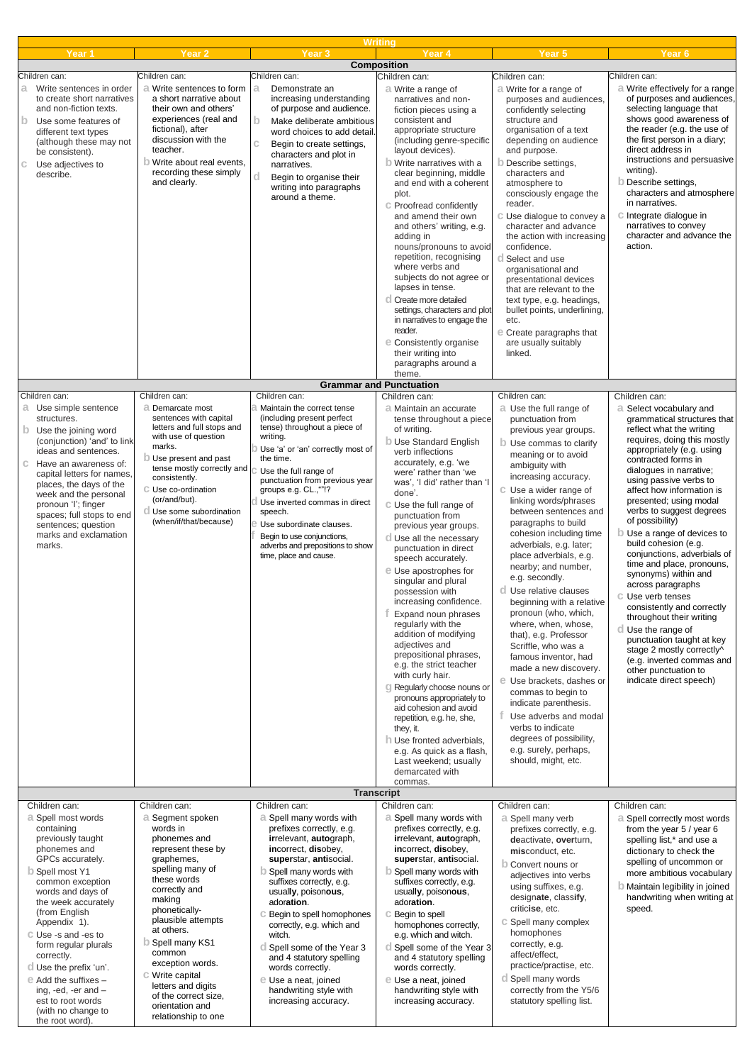# Writing

| Year 1 | Year 2 | Year 3 | Year 4 | Year 5 | Year 6 |
|---|---|---|---|---|---|
| **Composition** | | | | | |
| Children can:<br>a Write sentences in order to create short narratives and non-fiction texts.<br>b Use some features of different text types (although these may not be consistent).<br>c Use adjectives to describe. | Children can:<br>a Write sentences to form a short narrative about their own and others' experiences (real and fictional), after discussion with the teacher.<br>b Write about real events, recording these simply and clearly. | Children can:<br>a Demonstrate an increasing understanding of purpose and audience.<br>b Make deliberate ambitious word choices to add detail.<br>c Begin to create settings, characters and plot in narratives.<br>d Begin to organise their writing into paragraphs around a theme. | Children can:<br>a Write a range of narratives and non-fiction pieces using a consistent and appropriate structure (including genre-specific layout devices).<br>b Write narratives with a clear beginning, middle and end with a coherent plot.<br>c Proofread confidently and amend their own and others' writing, e.g. adding in nouns/pronouns to avoid repetition, recognising where verbs and subjects do not agree or lapses in tense.<br>d Create more detailed settings, characters and plot in narratives to engage the reader.<br>e Consistently organise their writing into paragraphs around a theme. | Children can:<br>a Write for a range of purposes and audiences, confidently selecting structure and organisation of a text depending on audience and purpose.<br>b Describe settings, characters and atmosphere to consciously engage the reader.<br>c Use dialogue to convey a character and advance the action with increasing confidence.<br>d Select and use organisational and presentational devices that are relevant to the text type, e.g. headings, bullet points, underlining, etc.<br>e Create paragraphs that are usually suitably linked. | Children can:<br>a Write effectively for a range of purposes and audiences, selecting language that shows good awareness of the reader (e.g. the use of the first person in a diary; direct address in instructions and persuasive writing).<br>b Describe settings, characters and atmosphere in narratives.<br>c Integrate dialogue in narratives to convey character and advance the action. |
| **Grammar and Punctuation** | | | | | |
| Children can:<br>a Use simple sentence structures.<br>b Use the joining word (conjunction) 'and' to link ideas and sentences.<br>c Have an awareness of: capital letters for names, places, the days of the week and the personal pronoun 'I'; finger spaces; full stops to end sentences; question marks and exclamation marks. | Children can:<br>a Demarcate most sentences with capital letters and full stops and with use of question marks.<br>b Use present and past tense mostly correctly and consistently.<br>c Use co-ordination (or/and/but).<br>d Use some subordination (when/if/that/because) | Children can:<br>a Maintain the correct tense (including present perfect tense) throughout a piece of writing.<br>b Use 'a' or 'an' correctly most of the time.<br>c Use the full range of punctuation from previous year groups e.g. CL.,""!?<br>d Use inverted commas in direct speech.<br>e Use subordinate clauses.<br>f Begin to use conjunctions, adverbs and prepositions to show time, place and cause. | Children can:<br>a Maintain an accurate tense throughout a piece of writing.<br>b Use Standard English verb inflections accurately, e.g. 'we were' rather than 'we was', 'I did' rather than 'I done'.<br>c Use the full range of punctuation from previous year groups.<br>d Use all the necessary punctuation in direct speech accurately.<br>e Use apostrophes for singular and plural possession with increasing confidence.<br>f Expand noun phrases regularly with the addition of modifying adjectives and prepositional phrases, e.g. the strict teacher with curly hair.<br>g Regularly choose nouns or pronouns appropriately to aid cohesion and avoid repetition, e.g. he, she, they, it.<br>h Use fronted adverbials, e.g. As quick as a flash, Last weekend; usually demarcated with commas. | Children can:<br>a Use the full range of punctuation from previous year groups.<br>b Use commas to clarify meaning or to avoid ambiguity with increasing accuracy.<br>c Use a wider range of linking words/phrases between sentences and paragraphs to build cohesion including time adverbials, e.g. later; place adverbials, e.g. nearby; and number, e.g. secondly.<br>d Use relative clauses beginning with a relative pronoun (who, which, where, when, whose, that), e.g. Professor Scriffle, who was a famous inventor, had made a new discovery.<br>e Use brackets, dashes or commas to begin to indicate parenthesis.<br>f Use adverbs and modal verbs to indicate degrees of possibility, e.g. surely, perhaps, should, might, etc. | Children can:<br>a Select vocabulary and grammatical structures that reflect what the writing requires, doing this mostly appropriately (e.g. using contracted forms in dialogues in narrative; using passive verbs to affect how information is presented; using modal verbs to suggest degrees of possibility)<br>b Use a range of devices to build cohesion (e.g. conjunctions, adverbials of time and place, pronouns, synonyms) within and across paragraphs<br>c Use verb tenses consistently and correctly throughout their writing<br>d Use the range of punctuation taught at key stage 2 mostly correctly^ (e.g. inverted commas and other punctuation to indicate direct speech) |
| **Transcript** | | | | | |
| Children can:<br>a Spell most words containing previously taught phonemes and GPCs accurately.<br>b Spell most Y1 common exception words and days of the week accurately (from English Appendix 1).<br>c Use -s and -es to form regular plurals correctly.<br>d Use the prefix 'un'.<br>e Add the suffixes –ing, -ed, -er and –est to root words (with no change to the root word). | Children can:<br>a Segment spoken words in phonemes and represent these by graphemes, spelling many of these words correctly and making phonetically-plausible attempts at others.<br>b Spell many KS1 common exception words.<br>c Write capital letters and digits of the correct size, orientation and relationship to one | Children can:<br>a Spell many words with prefixes correctly, e.g. **ir**relevant, **auto**graph, **in**correct, **dis**obey, **super**star, **anti**social.<br>b Spell many words with suffixes correctly, e.g. usual**ly**, poison**ous**, adora**tion**.<br>c Begin to spell homophones correctly, e.g. which and witch.<br>d Spell some of the Year 3 and 4 statutory spelling words correctly.<br>e Use a neat, joined handwriting style with increasing accuracy. | Children can:<br>a Spell many words with prefixes correctly, e.g. **ir**relevant, **auto**graph, **in**correct, **dis**obey, **super**star, **anti**social.<br>b Spell many words with suffixes correctly, e.g. usual**ly**, poison**ous**, adora**tion**.<br>c Begin to spell homophones correctly, e.g. which and witch.<br>d Spell some of the Year 3 and 4 statutory spelling words correctly.<br>e Use a neat, joined handwriting style with increasing accuracy. | Children can:<br>a Spell many verb prefixes correctly, e.g. **de**activate, **over**turn, **mis**conduct, etc.<br>b Convert nouns or adjectives into verbs using suffixes, e.g. design**ate**, class**ify**, critic**ise**, etc.<br>c Spell many complex homophones correctly, e.g. affect/effect, practice/practise, etc.<br>d Spell many words correctly from the Y5/6 statutory spelling list. | Children can:<br>a Spell correctly most words from the year 5 / year 6 spelling list,* and use a dictionary to check the spelling of uncommon or more ambitious vocabulary<br>b Maintain legibility in joined handwriting when writing at speed. |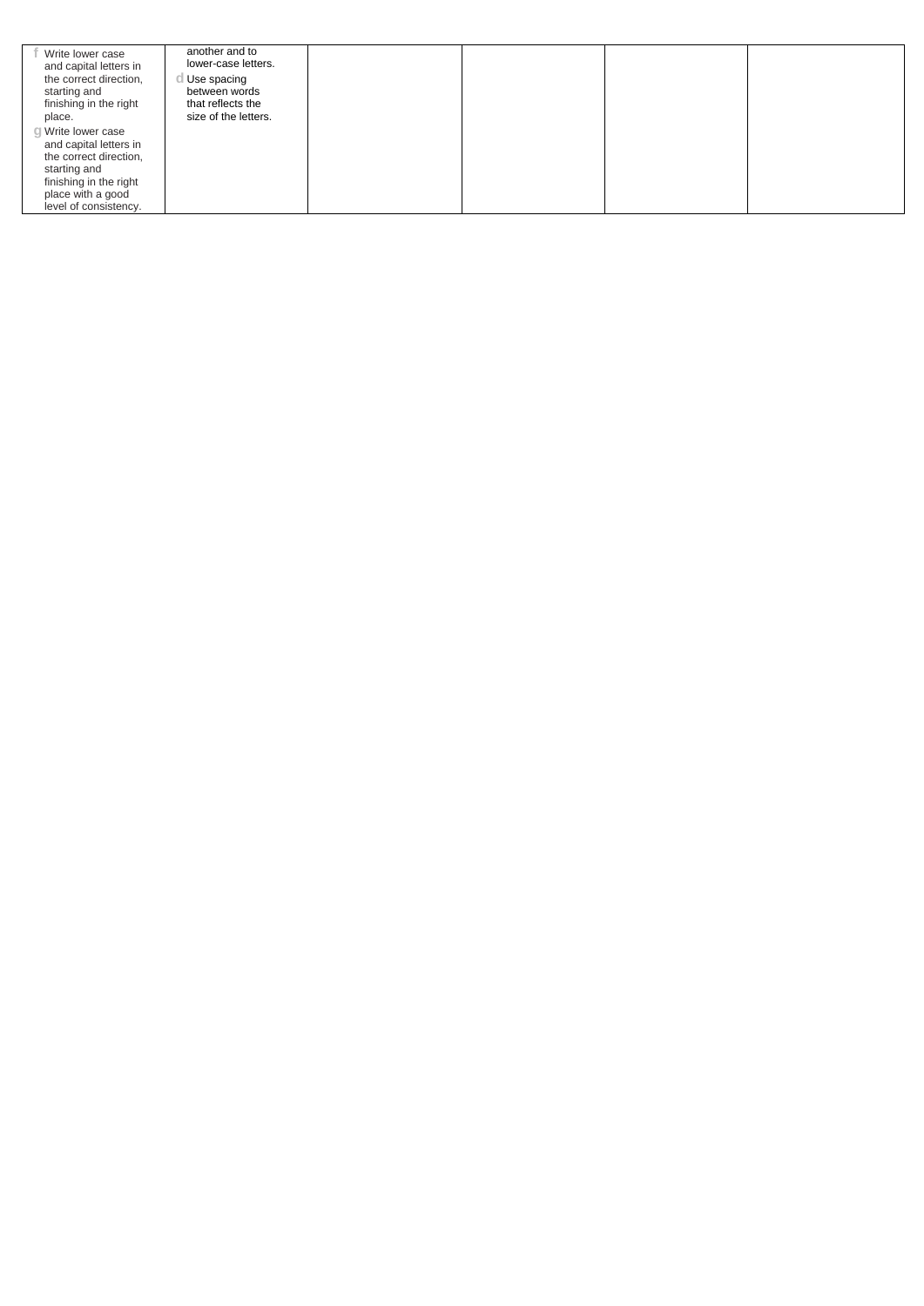| | | | | | |
|---|---|---|---|---|---|
| f Write lower case and capital letters in the correct direction, starting and finishing in the right place.<br>g Write lower case and capital letters in the correct direction, starting and finishing in the right place with a good level of consistency. | another and to lower-case letters.<br>d Use spacing between words that reflects the size of the letters. | | | | |